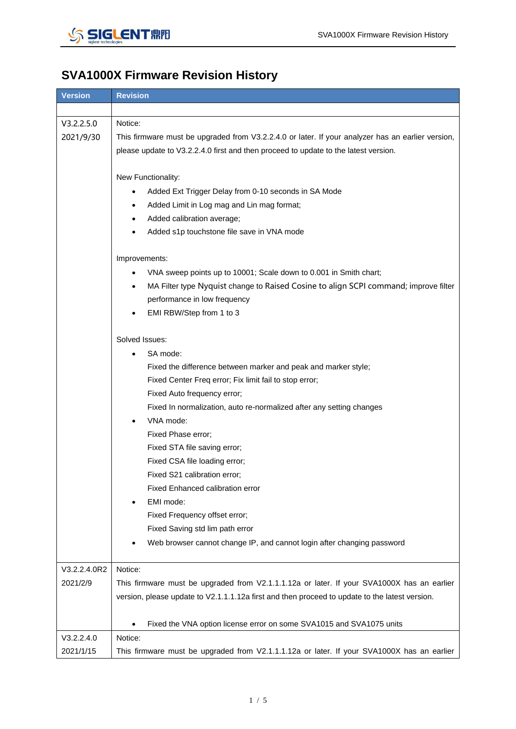# SVA1000X Firmware Revision History

| Version | Revision |
|---|---|
| | |
| V3.2.2.5.0<br>2021/9/30 | Notice:<br>This firmware must be upgraded from V3.2.2.4.0 or later. If your analyzer has an earlier version, please update to V3.2.2.4.0 first and then proceed to update to the latest version.<br><br>New Functionality:<br>• Added Ext Trigger Delay from 0-10 seconds in SA Mode<br>• Added Limit in Log mag and Lin mag format;<br>• Added calibration average;<br>• Added s1p touchstone file save in VNA mode<br><br>Improvements:<br>• VNA sweep points up to 10001; Scale down to 0.001 in Smith chart;<br>• MA Filter type Nyquist change to Raised Cosine to align SCPI command; improve filter performance in low frequency<br>• EMI RBW/Step from 1 to 3<br><br>Solved Issues:<br>• SA mode:<br>Fixed the difference between marker and peak and marker style;<br>Fixed Center Freq error; Fix limit fail to stop error;<br>Fixed Auto frequency error;<br>Fixed In normalization, auto re-normalized after any setting changes<br>• VNA mode:<br>Fixed Phase error;<br>Fixed STA file saving error;<br>Fixed CSA file loading error;<br>Fixed S21 calibration error;<br>Fixed Enhanced calibration error<br>• EMI mode:<br>Fixed Frequency offset error;<br>Fixed Saving std lim path error<br>• Web browser cannot change IP, and cannot login after changing password |
| V3.2.2.4.0R2<br>2021/2/9 | Notice:<br>This firmware must be upgraded from V2.1.1.1.12a or later. If your SVA1000X has an earlier version, please update to V2.1.1.1.12a first and then proceed to update to the latest version.<br><br>• Fixed the VNA option license error on some SVA1015 and SVA1075 units |
| V3.2.2.4.0<br>2021/1/15 | Notice:<br>This firmware must be upgraded from V2.1.1.1.12a or later. If your SVA1000X has an earlier |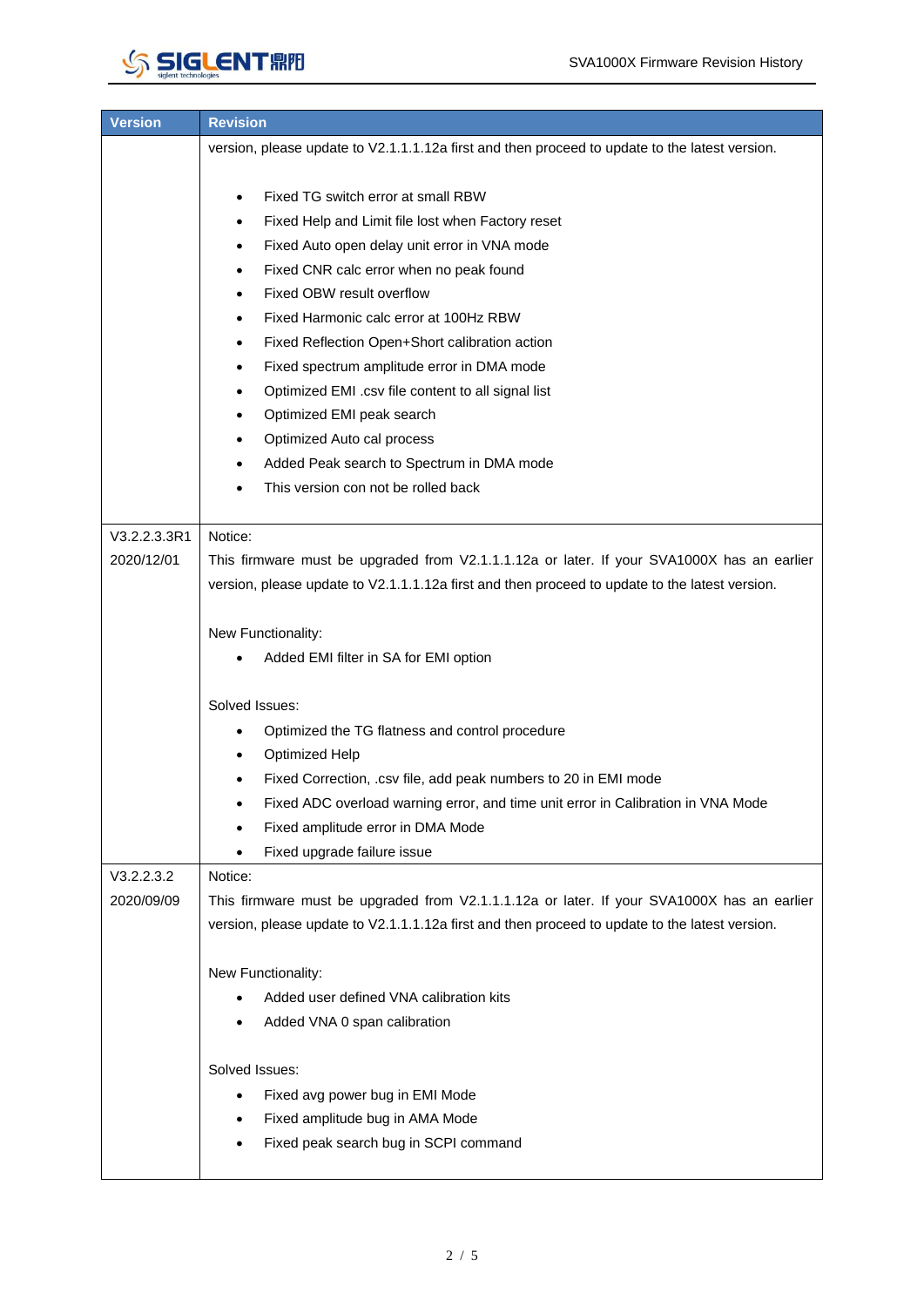| Version | Revision |
|---|---|
| | version, please update to V2.1.1.1.12a first and then proceed to update to the latest version.<br><br>• Fixed TG switch error at small RBW<br>• Fixed Help and Limit file lost when Factory reset<br>• Fixed Auto open delay unit error in VNA mode<br>• Fixed CNR calc error when no peak found<br>• Fixed OBW result overflow<br>• Fixed Harmonic calc error at 100Hz RBW<br>• Fixed Reflection Open+Short calibration action<br>• Fixed spectrum amplitude error in DMA mode<br>• Optimized EMI .csv file content to all signal list<br>• Optimized EMI peak search<br>• Optimized Auto cal process<br>• Added Peak search to Spectrum in DMA mode<br>• This version con not be rolled back |
| V3.2.2.3.3R1<br>2020/12/01 | Notice:<br>This firmware must be upgraded from V2.1.1.1.12a or later. If your SVA1000X has an earlier version, please update to V2.1.1.1.12a first and then proceed to update to the latest version.<br><br>New Functionality:<br>• Added EMI filter in SA for EMI option<br><br>Solved Issues:<br>• Optimized the TG flatness and control procedure<br>• Optimized Help<br>• Fixed Correction, .csv file, add peak numbers to 20 in EMI mode<br>• Fixed ADC overload warning error, and time unit error in Calibration in VNA Mode<br>• Fixed amplitude error in DMA Mode<br>• Fixed upgrade failure issue |
| V3.2.2.3.2<br>2020/09/09 | Notice:<br>This firmware must be upgraded from V2.1.1.1.12a or later. If your SVA1000X has an earlier version, please update to V2.1.1.1.12a first and then proceed to update to the latest version.<br><br>New Functionality:<br>• Added user defined VNA calibration kits<br>• Added VNA 0 span calibration<br><br>Solved Issues:<br>• Fixed avg power bug in EMI Mode<br>• Fixed amplitude bug in AMA Mode<br>• Fixed peak search bug in SCPI command |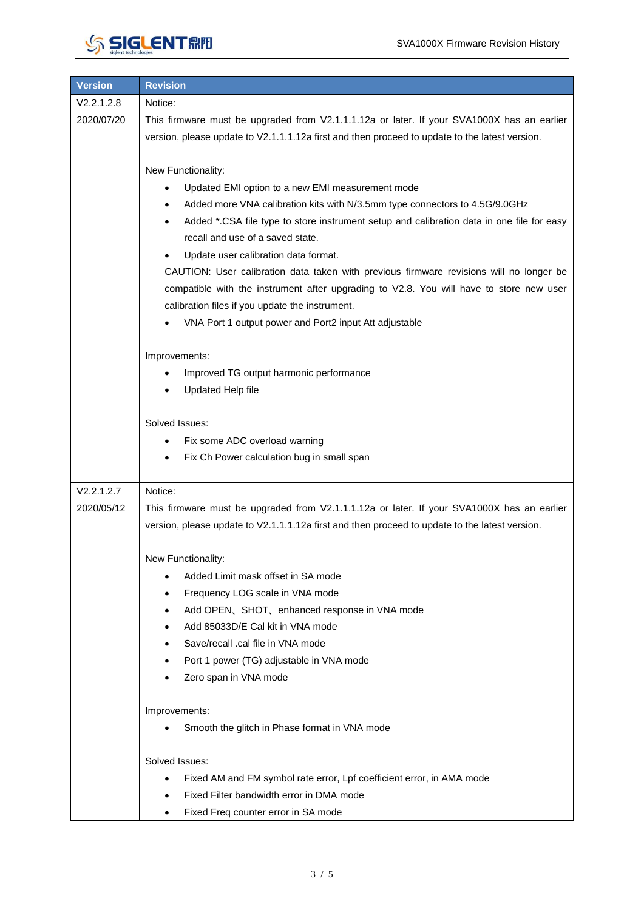| Version | Revision |
| --- | --- |
| V2.2.1.2.8<br>2020/07/20 | Notice:<br>This firmware must be upgraded from V2.1.1.1.12a or later. If your SVA1000X has an earlier version, please update to V2.1.1.1.12a first and then proceed to update to the latest version.<br><br>New Functionality:<br>• Updated EMI option to a new EMI measurement mode<br>• Added more VNA calibration kits with N/3.5mm type connectors to 4.5G/9.0GHz<br>• Added *.CSA file type to store instrument setup and calibration data in one file for easy recall and use of a saved state.<br>• Update user calibration data format.<br>CAUTION: User calibration data taken with previous firmware revisions will no longer be compatible with the instrument after upgrading to V2.8. You will have to store new user calibration files if you update the instrument.<br>• VNA Port 1 output power and Port2 input Att adjustable<br><br>Improvements:<br>• Improved TG output harmonic performance<br>• Updated Help file<br><br>Solved Issues:<br>• Fix some ADC overload warning<br>• Fix Ch Power calculation bug in small span |
| V2.2.1.2.7<br>2020/05/12 | Notice:<br>This firmware must be upgraded from V2.1.1.1.12a or later. If your SVA1000X has an earlier version, please update to V2.1.1.1.12a first and then proceed to update to the latest version.<br><br>New Functionality:<br>• Added Limit mask offset in SA mode<br>• Frequency LOG scale in VNA mode<br>• Add OPEN、SHOT、enhanced response in VNA mode<br>• Add 85033D/E Cal kit in VNA mode<br>• Save/recall .cal file in VNA mode<br>• Port 1 power (TG) adjustable in VNA mode<br>• Zero span in VNA mode<br><br>Improvements:<br>• Smooth the glitch in Phase format in VNA mode<br><br>Solved Issues:<br>• Fixed AM and FM symbol rate error, Lpf coefficient error, in AMA mode<br>• Fixed Filter bandwidth error in DMA mode<br>• Fixed Freq counter error in SA mode |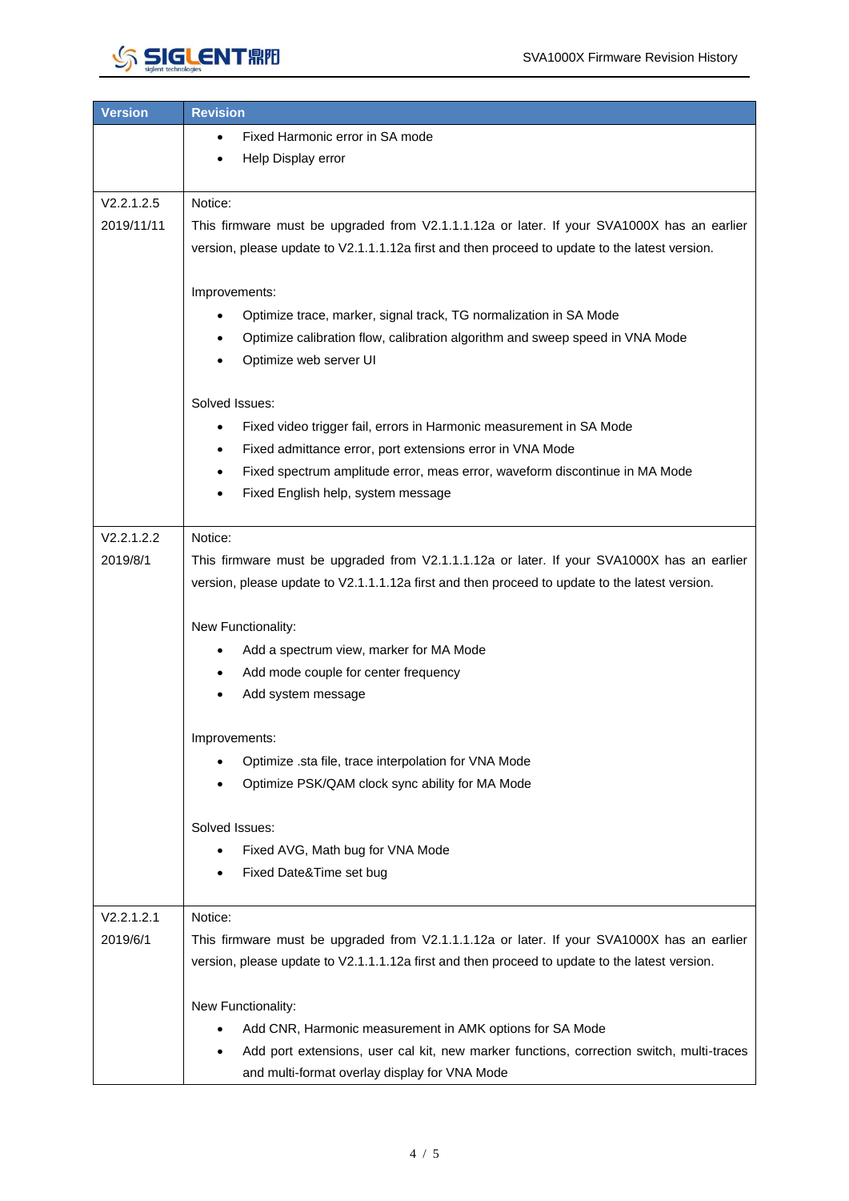| Version | Revision |
| --- | --- |
| | • Fixed Harmonic error in SA mode<br>• Help Display error |
| V2.2.1.2.5<br>2019/11/11 | Notice:<br>This firmware must be upgraded from V2.1.1.1.12a or later. If your SVA1000X has an earlier version, please update to V2.1.1.1.12a first and then proceed to update to the latest version.<br><br>Improvements:<br>• Optimize trace, marker, signal track, TG normalization in SA Mode<br>• Optimize calibration flow, calibration algorithm and sweep speed in VNA Mode<br>• Optimize web server UI<br><br>Solved Issues:<br>• Fixed video trigger fail, errors in Harmonic measurement in SA Mode<br>• Fixed admittance error, port extensions error in VNA Mode<br>• Fixed spectrum amplitude error, meas error, waveform discontinue in MA Mode<br>• Fixed English help, system message |
| V2.2.1.2.2<br>2019/8/1 | Notice:<br>This firmware must be upgraded from V2.1.1.1.12a or later. If your SVA1000X has an earlier version, please update to V2.1.1.1.12a first and then proceed to update to the latest version.<br><br>New Functionality:<br>• Add a spectrum view, marker for MA Mode<br>• Add mode couple for center frequency<br>• Add system message<br><br>Improvements:<br>• Optimize .sta file, trace interpolation for VNA Mode<br>• Optimize PSK/QAM clock sync ability for MA Mode<br><br>Solved Issues:<br>• Fixed AVG, Math bug for VNA Mode<br>• Fixed Date&Time set bug |
| V2.2.1.2.1<br>2019/6/1 | Notice:<br>This firmware must be upgraded from V2.1.1.1.12a or later. If your SVA1000X has an earlier version, please update to V2.1.1.1.12a first and then proceed to update to the latest version.<br><br>New Functionality:<br>• Add CNR, Harmonic measurement in AMK options for SA Mode<br>• Add port extensions, user cal kit, new marker functions, correction switch, multi-traces and multi-format overlay display for VNA Mode |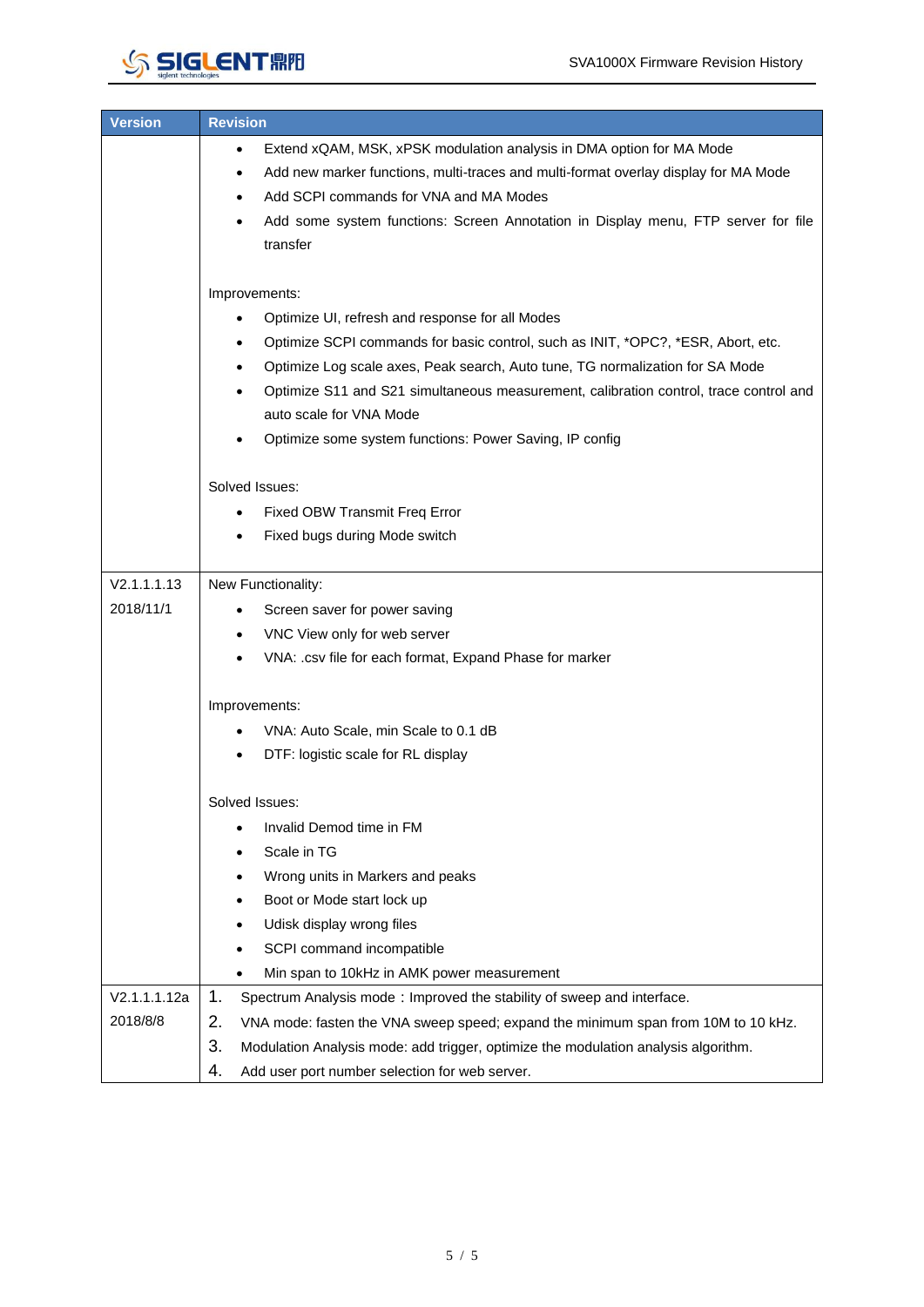| Version | Revision |
| --- | --- |
| | • Extend xQAM, MSK, xPSK modulation analysis in DMA option for MA Mode<br>• Add new marker functions, multi-traces and multi-format overlay display for MA Mode<br>• Add SCPI commands for VNA and MA Modes<br>• Add some system functions: Screen Annotation in Display menu, FTP server for file transfer<br><br>Improvements:<br>• Optimize UI, refresh and response for all Modes<br>• Optimize SCPI commands for basic control, such as INIT, *OPC?, *ESR, Abort, etc.<br>• Optimize Log scale axes, Peak search, Auto tune, TG normalization for SA Mode<br>• Optimize S11 and S21 simultaneous measurement, calibration control, trace control and auto scale for VNA Mode<br>• Optimize some system functions: Power Saving, IP config<br><br>Solved Issues:<br>• Fixed OBW Transmit Freq Error<br>• Fixed bugs during Mode switch |
| V2.1.1.1.13<br>2018/11/1 | New Functionality:<br>• Screen saver for power saving<br>• VNC View only for web server<br>• VNA: .csv file for each format, Expand Phase for marker<br><br>Improvements:<br>• VNA: Auto Scale, min Scale to 0.1 dB<br>• DTF: logistic scale for RL display<br><br>Solved Issues:<br>• Invalid Demod time in FM<br>• Scale in TG<br>• Wrong units in Markers and peaks<br>• Boot or Mode start lock up<br>• Udisk display wrong files<br>• SCPI command incompatible<br>• Min span to 10kHz in AMK power measurement |
| V2.1.1.1.12a<br>2018/8/8 | 1. Spectrum Analysis mode：Improved the stability of sweep and interface.<br>2. VNA mode: fasten the VNA sweep speed; expand the minimum span from 10M to 10 kHz.<br>3. Modulation Analysis mode: add trigger, optimize the modulation analysis algorithm.<br>4. Add user port number selection for web server. |